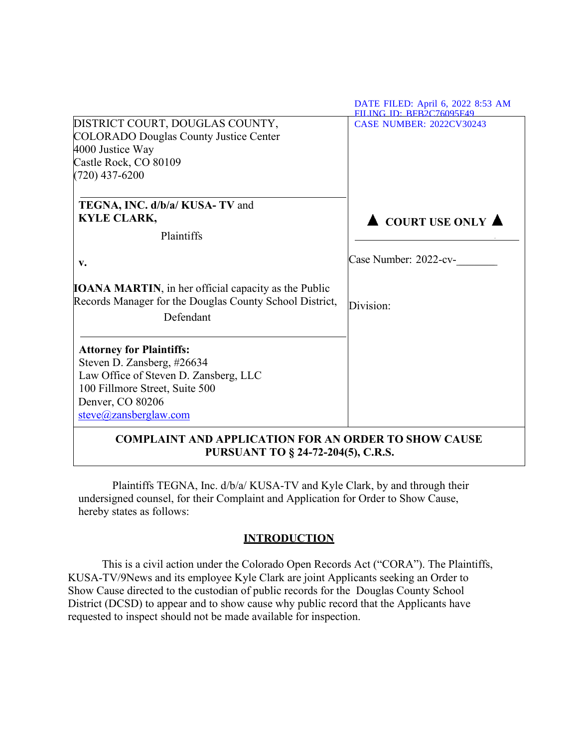DATE FILED: April 6, 2022 8:53 AM
FILING ID: BFB2C76095F49
CASE NUMBER: 2022CV30243

| | |
|---|---|
| DISTRICT COURT, DOUGLAS COUNTY, COLORADO Douglas County Justice Center<br>4000 Justice Way<br>Castle Rock, CO 80109<br>(720) 437-6200 | |
| **TEGNA, INC. d/b/a/ KUSA- TV** and **KYLE CLARK,**<br>Plaintiffs<br><br>**v.**<br><br>**IOANA MARTIN**, in her official capacity as the Public Records Manager for the Douglas County School District,<br>Defendant | ▲ **COURT USE ONLY** ▲<br><br>Case Number: 2022-cv-_______<br><br>Division: |
| **Attorney for Plaintiffs:**<br>Steven D. Zansberg, #26634<br>Law Office of Steven D. Zansberg, LLC<br>100 Fillmore Street, Suite 500<br>Denver, CO 80206<br>steve@zansberglaw.com | |

**COMPLAINT AND APPLICATION FOR AN ORDER TO SHOW CAUSE PURSUANT TO § 24-72-204(5), C.R.S.**

Plaintiffs TEGNA, Inc. d/b/a/ KUSA-TV and Kyle Clark, by and through their undersigned counsel, for their Complaint and Application for Order to Show Cause, hereby states as follows:

## INTRODUCTION

This is a civil action under the Colorado Open Records Act ("CORA"). The Plaintiffs, KUSA-TV/9News and its employee Kyle Clark are joint Applicants seeking an Order to Show Cause directed to the custodian of public records for the Douglas County School District (DCSD) to appear and to show cause why public record that the Applicants have requested to inspect should not be made available for inspection.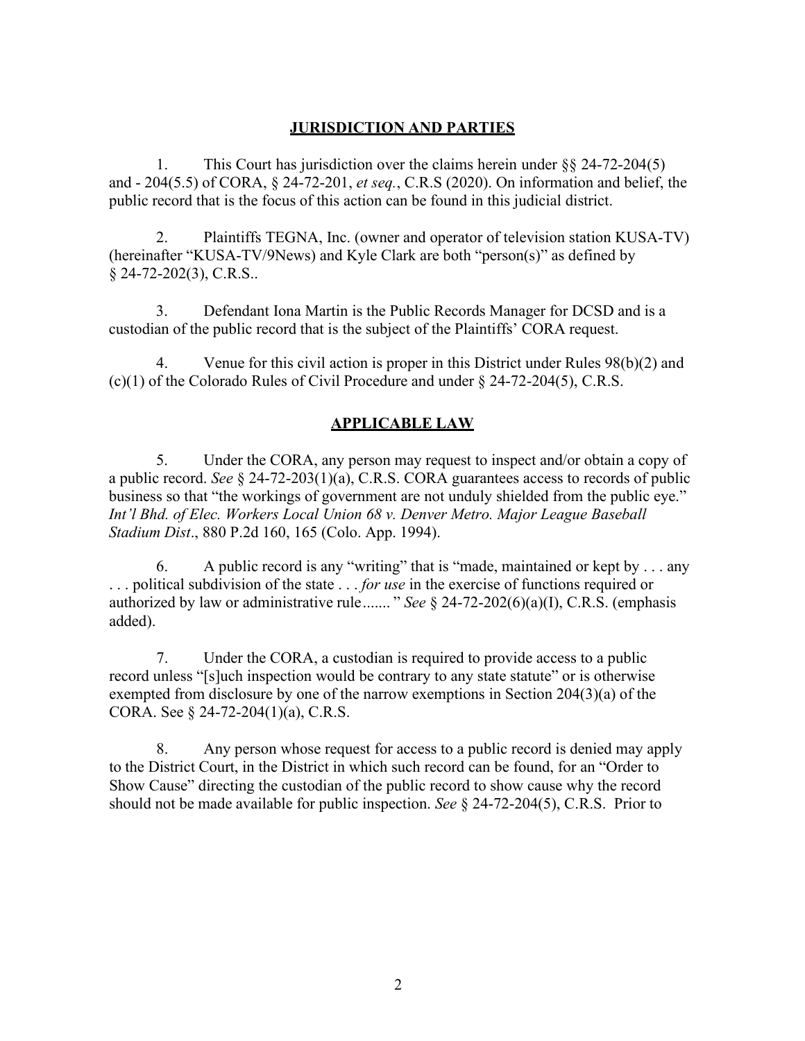## JURISDICTION AND PARTIES

1. This Court has jurisdiction over the claims herein under §§ 24-72-204(5) and - 204(5.5) of CORA, § 24-72-201, *et seq.*, C.R.S (2020). On information and belief, the public record that is the focus of this action can be found in this judicial district.

2. Plaintiffs TEGNA, Inc. (owner and operator of television station KUSA-TV) (hereinafter "KUSA-TV/9News) and Kyle Clark are both "person(s)" as defined by § 24-72-202(3), C.R.S..

3. Defendant Iona Martin is the Public Records Manager for DCSD and is a custodian of the public record that is the subject of the Plaintiffs' CORA request.

4. Venue for this civil action is proper in this District under Rules 98(b)(2) and (c)(1) of the Colorado Rules of Civil Procedure and under § 24-72-204(5), C.R.S.

## APPLICABLE LAW

5. Under the CORA, any person may request to inspect and/or obtain a copy of a public record. *See* § 24-72-203(1)(a), C.R.S. CORA guarantees access to records of public business so that "the workings of government are not unduly shielded from the public eye." *Int'l Bhd. of Elec. Workers Local Union 68 v. Denver Metro. Major League Baseball Stadium Dist*., 880 P.2d 160, 165 (Colo. App. 1994).

6. A public record is any "writing" that is "made, maintained or kept by . . . any . . . political subdivision of the state . . . *for use* in the exercise of functions required or authorized by law or administrative rule....... " *See* § 24-72-202(6)(a)(I), C.R.S. (emphasis added).

7. Under the CORA, a custodian is required to provide access to a public record unless "[s]uch inspection would be contrary to any state statute" or is otherwise exempted from disclosure by one of the narrow exemptions in Section 204(3)(a) of the CORA. See § 24-72-204(1)(a), C.R.S.

8. Any person whose request for access to a public record is denied may apply to the District Court, in the District in which such record can be found, for an "Order to Show Cause" directing the custodian of the public record to show cause why the record should not be made available for public inspection. *See* § 24-72-204(5), C.R.S. Prior to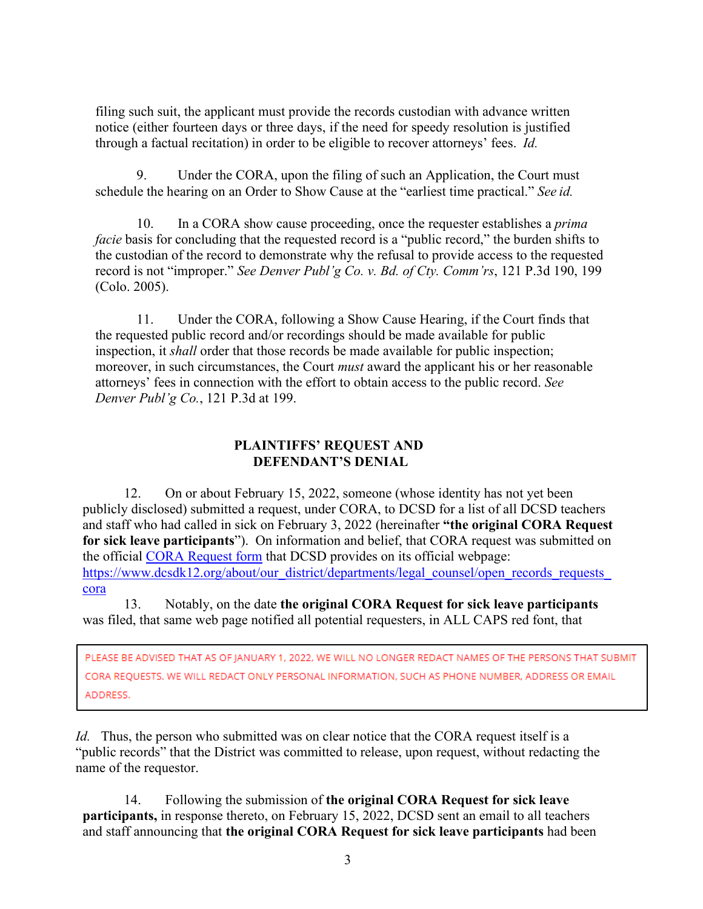filing such suit, the applicant must provide the records custodian with advance written notice (either fourteen days or three days, if the need for speedy resolution is justified through a factual recitation) in order to be eligible to recover attorneys' fees. *Id.*

9. Under the CORA, upon the filing of such an Application, the Court must schedule the hearing on an Order to Show Cause at the "earliest time practical." *See id.*

10. In a CORA show cause proceeding, once the requester establishes a *prima facie* basis for concluding that the requested record is a "public record," the burden shifts to the custodian of the record to demonstrate why the refusal to provide access to the requested record is not "improper." *See Denver Publ'g Co. v. Bd. of Cty. Comm'rs*, 121 P.3d 190, 199 (Colo. 2005).

11. Under the CORA, following a Show Cause Hearing, if the Court finds that the requested public record and/or recordings should be made available for public inspection, it *shall* order that those records be made available for public inspection; moreover, in such circumstances, the Court *must* award the applicant his or her reasonable attorneys' fees in connection with the effort to obtain access to the public record. *See Denver Publ'g Co.*, 121 P.3d at 199.

## PLAINTIFFS' REQUEST AND DEFENDANT'S DENIAL

12. On or about February 15, 2022, someone (whose identity has not yet been publicly disclosed) submitted a request, under CORA, to DCSD for a list of all DCSD teachers and staff who had called in sick on February 3, 2022 (hereinafter **"the original CORA Request for sick leave participants"**). On information and belief, that CORA request was submitted on the official CORA Request form that DCSD provides on its official webpage: https://www.dcsdk12.org/about/our_district/departments/legal_counsel/open_records_requests_cora

13. Notably, on the date **the original CORA Request for sick leave participants** was filed, that same web page notified all potential requesters, in ALL CAPS red font, that

> PLEASE BE ADVISED THAT AS OF JANUARY 1, 2022, WE WILL NO LONGER REDACT NAMES OF THE PERSONS THAT SUBMIT CORA REQUESTS. WE WILL REDACT ONLY PERSONAL INFORMATION, SUCH AS PHONE NUMBER, ADDRESS OR EMAIL ADDRESS.

*Id.* Thus, the person who submitted was on clear notice that the CORA request itself is a "public records" that the District was committed to release, upon request, without redacting the name of the requestor.

14. Following the submission of **the original CORA Request for sick leave participants,** in response thereto, on February 15, 2022, DCSD sent an email to all teachers and staff announcing that **the original CORA Request for sick leave participants** had been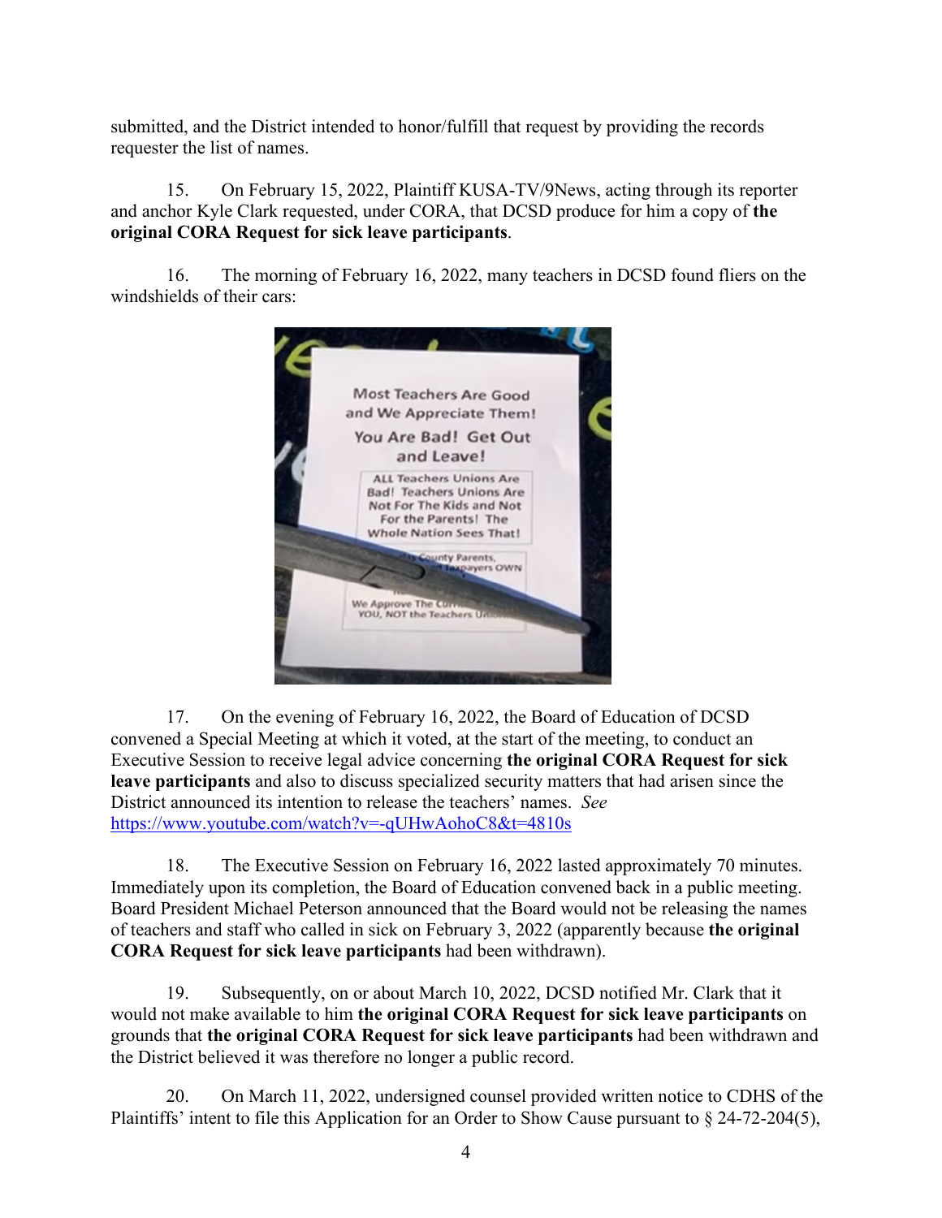submitted, and the District intended to honor/fulfill that request by providing the records requester the list of names.

15. On February 15, 2022, Plaintiff KUSA-TV/9News, acting through its reporter and anchor Kyle Clark requested, under CORA, that DCSD produce for him a copy of **the original CORA Request for sick leave participants**.

16. The morning of February 16, 2022, many teachers in DCSD found fliers on the windshields of their cars:

17. On the evening of February 16, 2022, the Board of Education of DCSD convened a Special Meeting at which it voted, at the start of the meeting, to conduct an Executive Session to receive legal advice concerning **the original CORA Request for sick leave participants** and also to discuss specialized security matters that had arisen since the District announced its intention to release the teachers' names. *See* https://www.youtube.com/watch?v=-qUHwAohoC8&t=4810s

18. The Executive Session on February 16, 2022 lasted approximately 70 minutes. Immediately upon its completion, the Board of Education convened back in a public meeting. Board President Michael Peterson announced that the Board would not be releasing the names of teachers and staff who called in sick on February 3, 2022 (apparently because **the original CORA Request for sick leave participants** had been withdrawn).

19. Subsequently, on or about March 10, 2022, DCSD notified Mr. Clark that it would not make available to him **the original CORA Request for sick leave participants** on grounds that **the original CORA Request for sick leave participants** had been withdrawn and the District believed it was therefore no longer a public record.

20. On March 11, 2022, undersigned counsel provided written notice to CDHS of the Plaintiffs' intent to file this Application for an Order to Show Cause pursuant to § 24-72-204(5),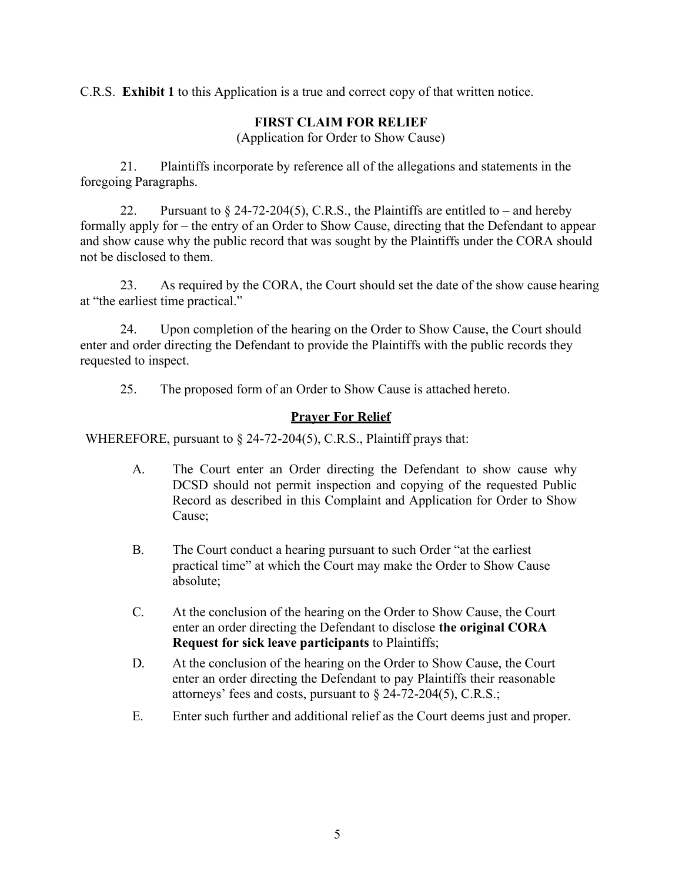C.R.S. **Exhibit 1** to this Application is a true and correct copy of that written notice.

**FIRST CLAIM FOR RELIEF**

(Application for Order to Show Cause)

21. Plaintiffs incorporate by reference all of the allegations and statements in the foregoing Paragraphs.

22. Pursuant to § 24-72-204(5), C.R.S., the Plaintiffs are entitled to – and hereby formally apply for – the entry of an Order to Show Cause, directing that the Defendant to appear and show cause why the public record that was sought by the Plaintiffs under the CORA should not be disclosed to them.

23. As required by the CORA, the Court should set the date of the show cause hearing at "the earliest time practical."

24. Upon completion of the hearing on the Order to Show Cause, the Court should enter and order directing the Defendant to provide the Plaintiffs with the public records they requested to inspect.

25. The proposed form of an Order to Show Cause is attached hereto.

## Prayer For Relief

WHEREFORE, pursuant to § 24-72-204(5), C.R.S., Plaintiff prays that:

A. The Court enter an Order directing the Defendant to show cause why DCSD should not permit inspection and copying of the requested Public Record as described in this Complaint and Application for Order to Show Cause;

B. The Court conduct a hearing pursuant to such Order "at the earliest practical time" at which the Court may make the Order to Show Cause absolute;

C. At the conclusion of the hearing on the Order to Show Cause, the Court enter an order directing the Defendant to disclose **the original CORA Request for sick leave participants** to Plaintiffs;

D. At the conclusion of the hearing on the Order to Show Cause, the Court enter an order directing the Defendant to pay Plaintiffs their reasonable attorneys' fees and costs, pursuant to § 24-72-204(5), C.R.S.;

E. Enter such further and additional relief as the Court deems just and proper.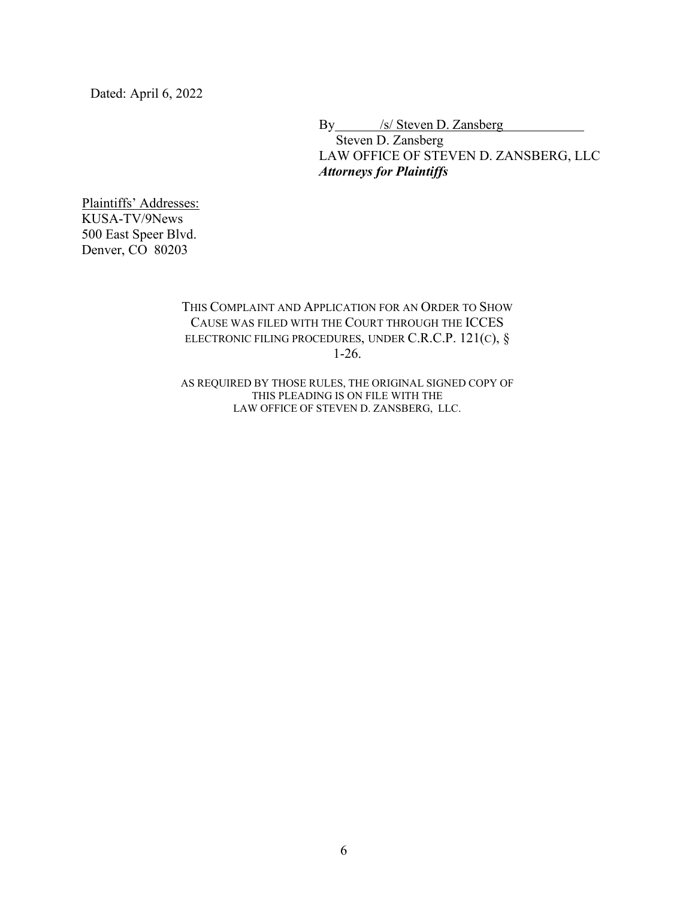Dated: April 6, 2022

By /s/ Steven D. Zansberg
Steven D. Zansberg
LAW OFFICE OF STEVEN D. ZANSBERG, LLC
***Attorneys for Plaintiffs***

Plaintiffs' Addresses:
KUSA-TV/9News
500 East Speer Blvd.
Denver, CO 80203

THIS COMPLAINT AND APPLICATION FOR AN ORDER TO SHOW CAUSE WAS FILED WITH THE COURT THROUGH THE ICCES ELECTRONIC FILING PROCEDURES, UNDER C.R.C.P. 121(C), § 1-26.

AS REQUIRED BY THOSE RULES, THE ORIGINAL SIGNED COPY OF THIS PLEADING IS ON FILE WITH THE LAW OFFICE OF STEVEN D. ZANSBERG, LLC.